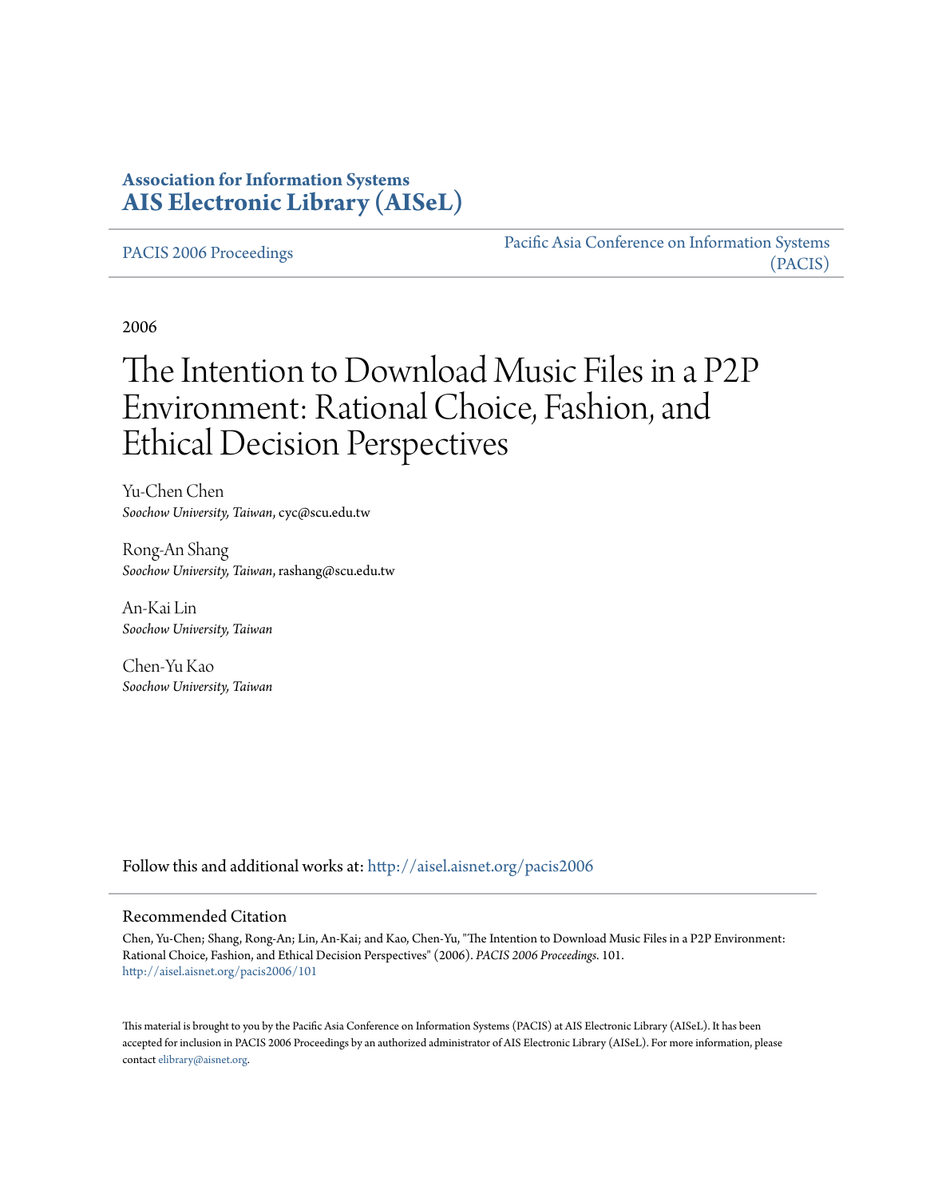**Association for Information Systems**
**AIS Electronic Library (AISeL)**

PACIS 2006 Proceedings

Pacific Asia Conference on Information Systems (PACIS)

2006

# The Intention to Download Music Files in a P2P Environment: Rational Choice, Fashion, and Ethical Decision Perspectives

Yu-Chen Chen
*Soochow University, Taiwan*, cyc@scu.edu.tw

Rong-An Shang
*Soochow University, Taiwan*, rashang@scu.edu.tw

An-Kai Lin
*Soochow University, Taiwan*

Chen-Yu Kao
*Soochow University, Taiwan*

Follow this and additional works at: http://aisel.aisnet.org/pacis2006

## Recommended Citation

Chen, Yu-Chen; Shang, Rong-An; Lin, An-Kai; and Kao, Chen-Yu, "The Intention to Download Music Files in a P2P Environment: Rational Choice, Fashion, and Ethical Decision Perspectives" (2006). *PACIS 2006 Proceedings*. 101.
http://aisel.aisnet.org/pacis2006/101

This material is brought to you by the Pacific Asia Conference on Information Systems (PACIS) at AIS Electronic Library (AISeL). It has been accepted for inclusion in PACIS 2006 Proceedings by an authorized administrator of AIS Electronic Library (AISeL). For more information, please contact elibrary@aisnet.org.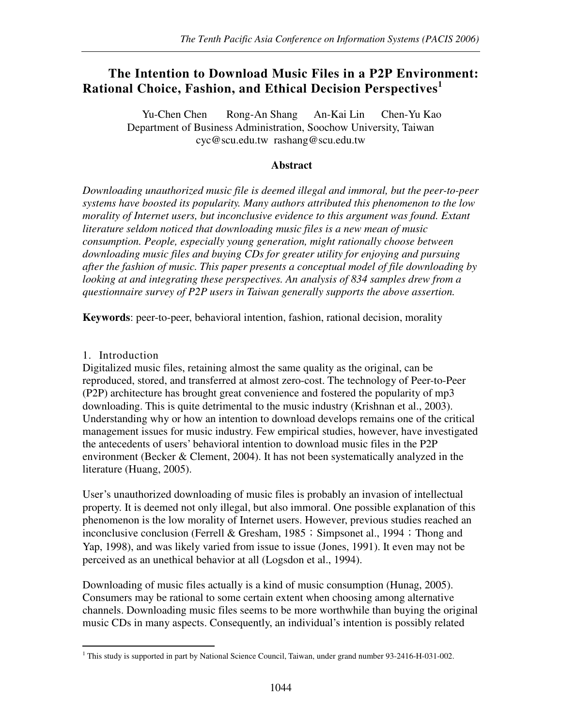# The Intention to Download Music Files in a P2P Environment: Rational Choice, Fashion, and Ethical Decision Perspectives[1]

Yu-Chen Chen  Rong-An Shang  An-Kai Lin  Chen-Yu Kao
Department of Business Administration, Soochow University, Taiwan
cyc@scu.edu.tw rashang@scu.edu.tw

## Abstract

*Downloading unauthorized music file is deemed illegal and immoral, but the peer-to-peer systems have boosted its popularity. Many authors attributed this phenomenon to the low morality of Internet users, but inconclusive evidence to this argument was found. Extant literature seldom noticed that downloading music files is a new mean of music consumption. People, especially young generation, might rationally choose between downloading music files and buying CDs for greater utility for enjoying and pursuing after the fashion of music. This paper presents a conceptual model of file downloading by looking at and integrating these perspectives. An analysis of 834 samples drew from a questionnaire survey of P2P users in Taiwan generally supports the above assertion.*

**Keywords**: peer-to-peer, behavioral intention, fashion, rational decision, morality

## 1. Introduction

Digitalized music files, retaining almost the same quality as the original, can be reproduced, stored, and transferred at almost zero-cost. The technology of Peer-to-Peer (P2P) architecture has brought great convenience and fostered the popularity of mp3 downloading. This is quite detrimental to the music industry (Krishnan et al., 2003). Understanding why or how an intention to download develops remains one of the critical management issues for music industry. Few empirical studies, however, have investigated the antecedents of users' behavioral intention to download music files in the P2P environment (Becker & Clement, 2004). It has not been systematically analyzed in the literature (Huang, 2005).

User's unauthorized downloading of music files is probably an invasion of intellectual property. It is deemed not only illegal, but also immoral. One possible explanation of this phenomenon is the low morality of Internet users. However, previous studies reached an inconclusive conclusion (Ferrell & Gresham, 1985；Simpsonet al., 1994；Thong and Yap, 1998), and was likely varied from issue to issue (Jones, 1991). It even may not be perceived as an unethical behavior at all (Logsdon et al., 1994).

Downloading of music files actually is a kind of music consumption (Hunag, 2005). Consumers may be rational to some certain extent when choosing among alternative channels. Downloading music files seems to be more worthwhile than buying the original music CDs in many aspects. Consequently, an individual's intention is possibly related

[1] This study is supported in part by National Science Council, Taiwan, under grand number 93-2416-H-031-002.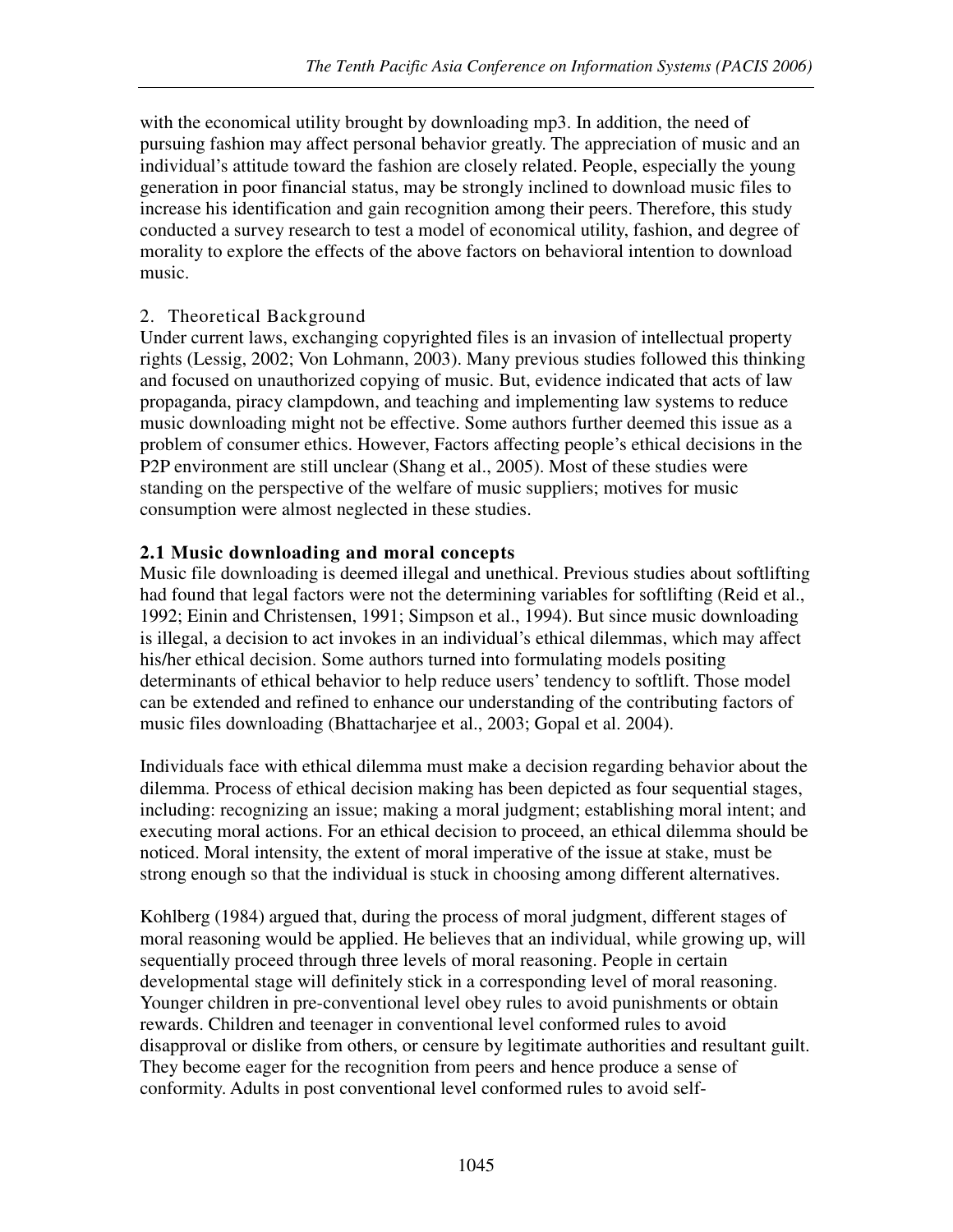with the economical utility brought by downloading mp3. In addition, the need of pursuing fashion may affect personal behavior greatly. The appreciation of music and an individual's attitude toward the fashion are closely related. People, especially the young generation in poor financial status, may be strongly inclined to download music files to increase his identification and gain recognition among their peers. Therefore, this study conducted a survey research to test a model of economical utility, fashion, and degree of morality to explore the effects of the above factors on behavioral intention to download music.

## 2. Theoretical Background

Under current laws, exchanging copyrighted files is an invasion of intellectual property rights (Lessig, 2002; Von Lohmann, 2003). Many previous studies followed this thinking and focused on unauthorized copying of music. But, evidence indicated that acts of law propaganda, piracy clampdown, and teaching and implementing law systems to reduce music downloading might not be effective. Some authors further deemed this issue as a problem of consumer ethics. However, Factors affecting people's ethical decisions in the P2P environment are still unclear (Shang et al., 2005). Most of these studies were standing on the perspective of the welfare of music suppliers; motives for music consumption were almost neglected in these studies.

### 2.1 Music downloading and moral concepts

Music file downloading is deemed illegal and unethical. Previous studies about softlifting had found that legal factors were not the determining variables for softlifting (Reid et al., 1992; Einin and Christensen, 1991; Simpson et al., 1994). But since music downloading is illegal, a decision to act invokes in an individual's ethical dilemmas, which may affect his/her ethical decision. Some authors turned into formulating models positing determinants of ethical behavior to help reduce users' tendency to softlift. Those model can be extended and refined to enhance our understanding of the contributing factors of music files downloading (Bhattacharjee et al., 2003; Gopal et al. 2004).

Individuals face with ethical dilemma must make a decision regarding behavior about the dilemma. Process of ethical decision making has been depicted as four sequential stages, including: recognizing an issue; making a moral judgment; establishing moral intent; and executing moral actions. For an ethical decision to proceed, an ethical dilemma should be noticed. Moral intensity, the extent of moral imperative of the issue at stake, must be strong enough so that the individual is stuck in choosing among different alternatives.

Kohlberg (1984) argued that, during the process of moral judgment, different stages of moral reasoning would be applied. He believes that an individual, while growing up, will sequentially proceed through three levels of moral reasoning. People in certain developmental stage will definitely stick in a corresponding level of moral reasoning. Younger children in pre-conventional level obey rules to avoid punishments or obtain rewards. Children and teenager in conventional level conformed rules to avoid disapproval or dislike from others, or censure by legitimate authorities and resultant guilt. They become eager for the recognition from peers and hence produce a sense of conformity. Adults in post conventional level conformed rules to avoid self-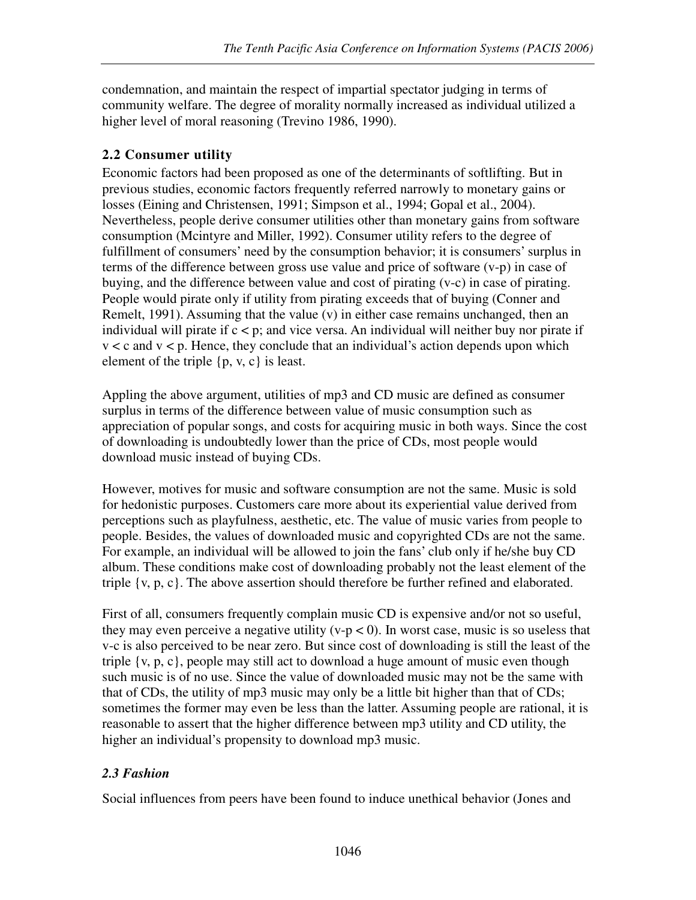condemnation, and maintain the respect of impartial spectator judging in terms of community welfare. The degree of morality normally increased as individual utilized a higher level of moral reasoning (Trevino 1986, 1990).

## 2.2 Consumer utility

Economic factors had been proposed as one of the determinants of softlifting. But in previous studies, economic factors frequently referred narrowly to monetary gains or losses (Eining and Christensen, 1991; Simpson et al., 1994; Gopal et al., 2004). Nevertheless, people derive consumer utilities other than monetary gains from software consumption (Mcintyre and Miller, 1992). Consumer utility refers to the degree of fulfillment of consumers' need by the consumption behavior; it is consumers' surplus in terms of the difference between gross use value and price of software ($v$-$p$) in case of buying, and the difference between value and cost of pirating ($v$-$c$) in case of pirating. People would pirate only if utility from pirating exceeds that of buying (Conner and Remelt, 1991). Assuming that the value ($v$) in either case remains unchanged, then an individual will pirate if $c < p$; and vice versa. An individual will neither buy nor pirate if $v < c$ and $v < p$. Hence, they conclude that an individual's action depends upon which element of the triple $\{p, v, c\}$ is least.

Appling the above argument, utilities of mp3 and CD music are defined as consumer surplus in terms of the difference between value of music consumption such as appreciation of popular songs, and costs for acquiring music in both ways. Since the cost of downloading is undoubtedly lower than the price of CDs, most people would download music instead of buying CDs.

However, motives for music and software consumption are not the same. Music is sold for hedonistic purposes. Customers care more about its experiential value derived from perceptions such as playfulness, aesthetic, etc. The value of music varies from people to people. Besides, the values of downloaded music and copyrighted CDs are not the same. For example, an individual will be allowed to join the fans' club only if he/she buy CD album. These conditions make cost of downloading probably not the least element of the triple $\{v, p, c\}$. The above assertion should therefore be further refined and elaborated.

First of all, consumers frequently complain music CD is expensive and/or not so useful, they may even perceive a negative utility ($v$-$p < 0$). In worst case, music is so useless that $v$-$c$ is also perceived to be near zero. But since cost of downloading is still the least of the triple $\{v, p, c\}$, people may still act to download a huge amount of music even though such music is of no use. Since the value of downloaded music may not be the same with that of CDs, the utility of mp3 music may only be a little bit higher than that of CDs; sometimes the former may even be less than the latter. Assuming people are rational, it is reasonable to assert that the higher difference between mp3 utility and CD utility, the higher an individual's propensity to download mp3 music.

## *2.3 Fashion*

Social influences from peers have been found to induce unethical behavior (Jones and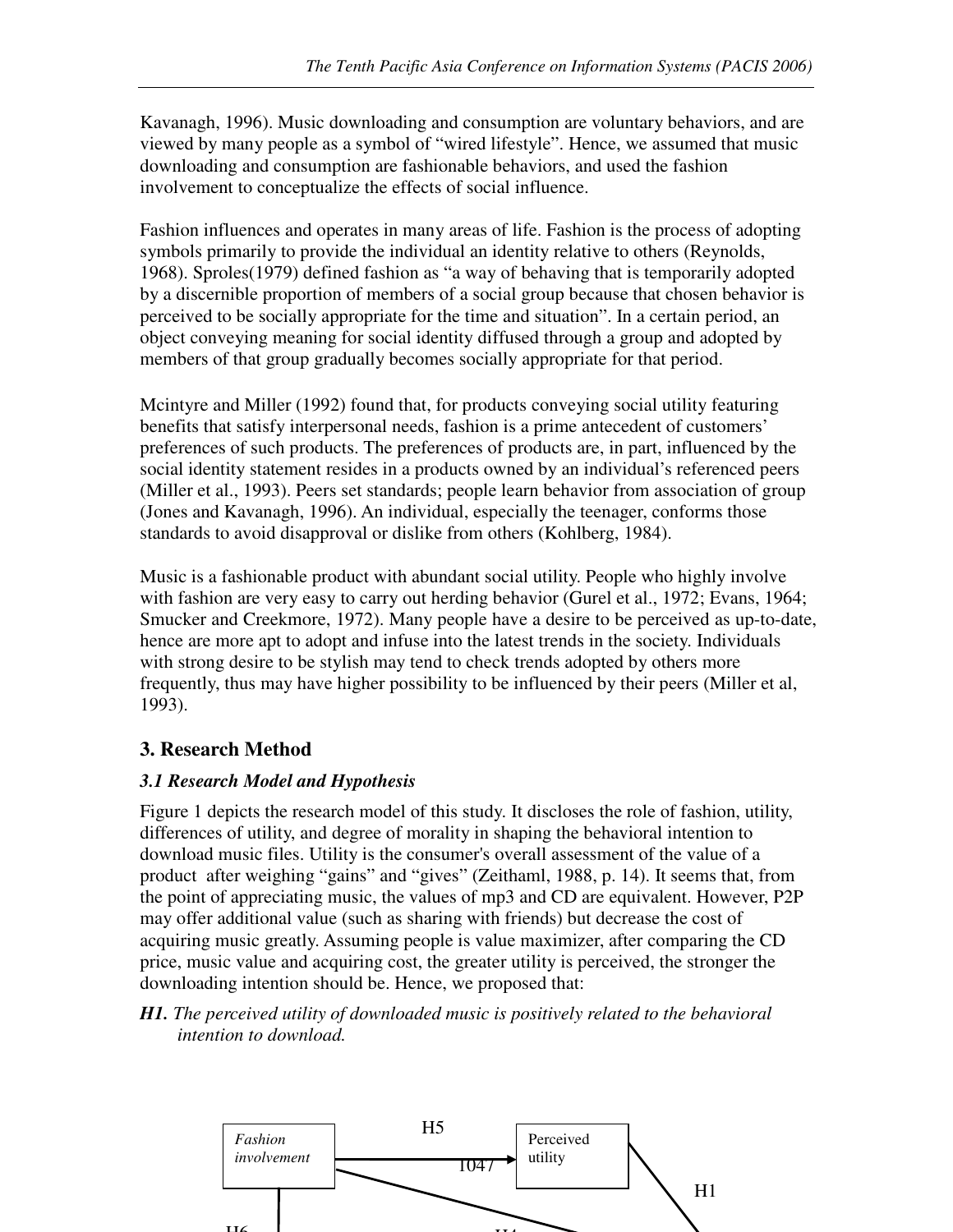Kavanagh, 1996). Music downloading and consumption are voluntary behaviors, and are viewed by many people as a symbol of "wired lifestyle". Hence, we assumed that music downloading and consumption are fashionable behaviors, and used the fashion involvement to conceptualize the effects of social influence.

Fashion influences and operates in many areas of life. Fashion is the process of adopting symbols primarily to provide the individual an identity relative to others (Reynolds, 1968). Sproles(1979) defined fashion as "a way of behaving that is temporarily adopted by a discernible proportion of members of a social group because that chosen behavior is perceived to be socially appropriate for the time and situation". In a certain period, an object conveying meaning for social identity diffused through a group and adopted by members of that group gradually becomes socially appropriate for that period.

Mcintyre and Miller (1992) found that, for products conveying social utility featuring benefits that satisfy interpersonal needs, fashion is a prime antecedent of customers' preferences of such products. The preferences of products are, in part, influenced by the social identity statement resides in a products owned by an individual's referenced peers (Miller et al., 1993). Peers set standards; people learn behavior from association of group (Jones and Kavanagh, 1996). An individual, especially the teenager, conforms those standards to avoid disapproval or dislike from others (Kohlberg, 1984).

Music is a fashionable product with abundant social utility. People who highly involve with fashion are very easy to carry out herding behavior (Gurel et al., 1972; Evans, 1964; Smucker and Creekmore, 1972). Many people have a desire to be perceived as up-to-date, hence are more apt to adopt and infuse into the latest trends in the society. Individuals with strong desire to be stylish may tend to check trends adopted by others more frequently, thus may have higher possibility to be influenced by their peers (Miller et al, 1993).

## 3. Research Method

### *3.1 Research Model and Hypothesis*

Figure 1 depicts the research model of this study. It discloses the role of fashion, utility, differences of utility, and degree of morality in shaping the behavioral intention to download music files. Utility is the consumer's overall assessment of the value of a product after weighing "gains" and "gives" (Zeithaml, 1988, p. 14). It seems that, from the point of appreciating music, the values of mp3 and CD are equivalent. However, P2P may offer additional value (such as sharing with friends) but decrease the cost of acquiring music greatly. Assuming people is value maximizer, after comparing the CD price, music value and acquiring cost, the greater utility is perceived, the stronger the downloading intention should be. Hence, we proposed that:

***H1.*** *The perceived utility of downloaded music is positively related to the behavioral intention to download.*

Fashion involvement

H5

Perceived utility

H1

H6

H4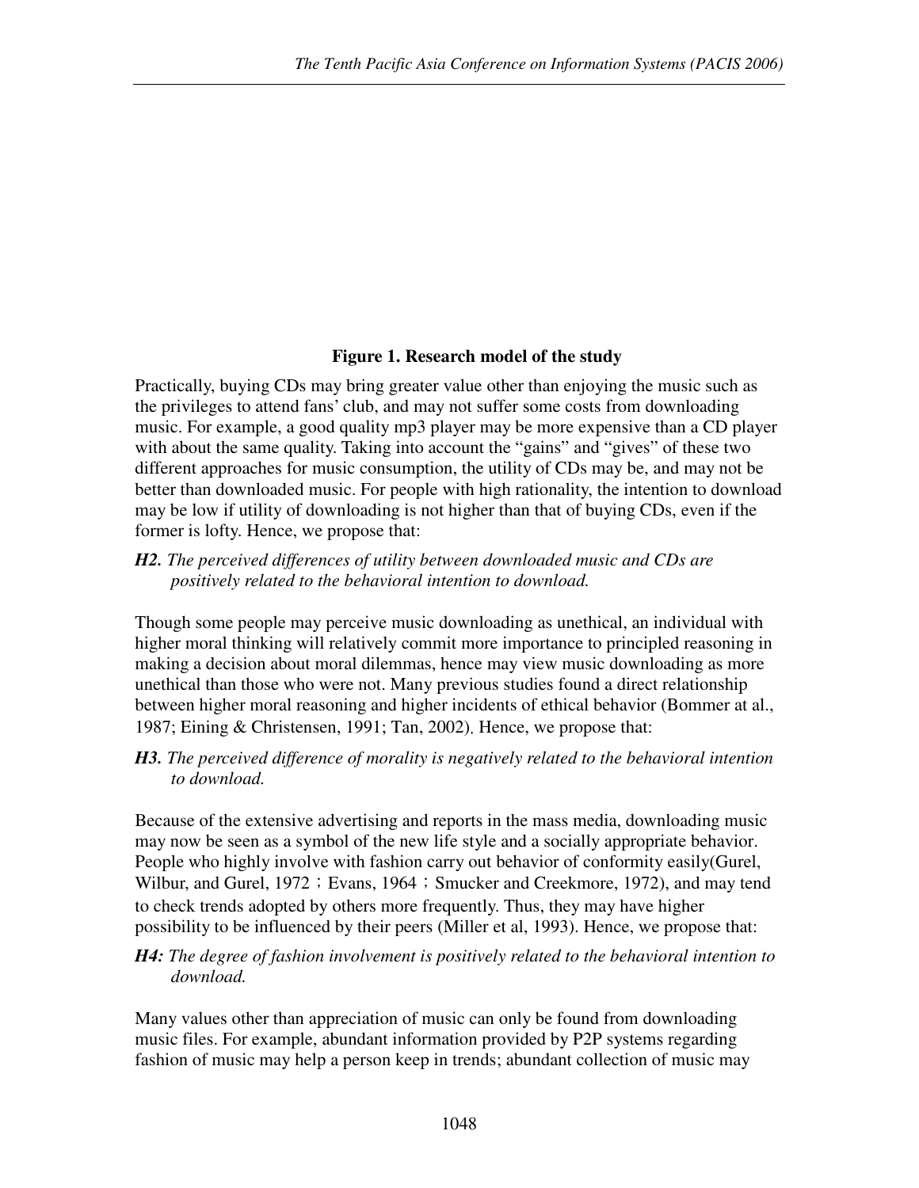**Figure 1. Research model of the study**

Practically, buying CDs may bring greater value other than enjoying the music such as the privileges to attend fans' club, and may not suffer some costs from downloading music. For example, a good quality mp3 player may be more expensive than a CD player with about the same quality. Taking into account the "gains" and "gives" of these two different approaches for music consumption, the utility of CDs may be, and may not be better than downloaded music. For people with high rationality, the intention to download may be low if utility of downloading is not higher than that of buying CDs, even if the former is lofty. Hence, we propose that:

***H2.*** *The perceived differences of utility between downloaded music and CDs are positively related to the behavioral intention to download.*

Though some people may perceive music downloading as unethical, an individual with higher moral thinking will relatively commit more importance to principled reasoning in making a decision about moral dilemmas, hence may view music downloading as more unethical than those who were not. Many previous studies found a direct relationship between higher moral reasoning and higher incidents of ethical behavior (Bommer at al., 1987; Eining & Christensen, 1991; Tan, 2002). Hence, we propose that:

***H3.*** *The perceived difference of morality is negatively related to the behavioral intention to download.*

Because of the extensive advertising and reports in the mass media, downloading music may now be seen as a symbol of the new life style and a socially appropriate behavior. People who highly involve with fashion carry out behavior of conformity easily(Gurel, Wilbur, and Gurel, 1972；Evans, 1964；Smucker and Creekmore, 1972), and may tend to check trends adopted by others more frequently. Thus, they may have higher possibility to be influenced by their peers (Miller et al, 1993). Hence, we propose that:

***H4:*** *The degree of fashion involvement is positively related to the behavioral intention to download.*

Many values other than appreciation of music can only be found from downloading music files. For example, abundant information provided by P2P systems regarding fashion of music may help a person keep in trends; abundant collection of music may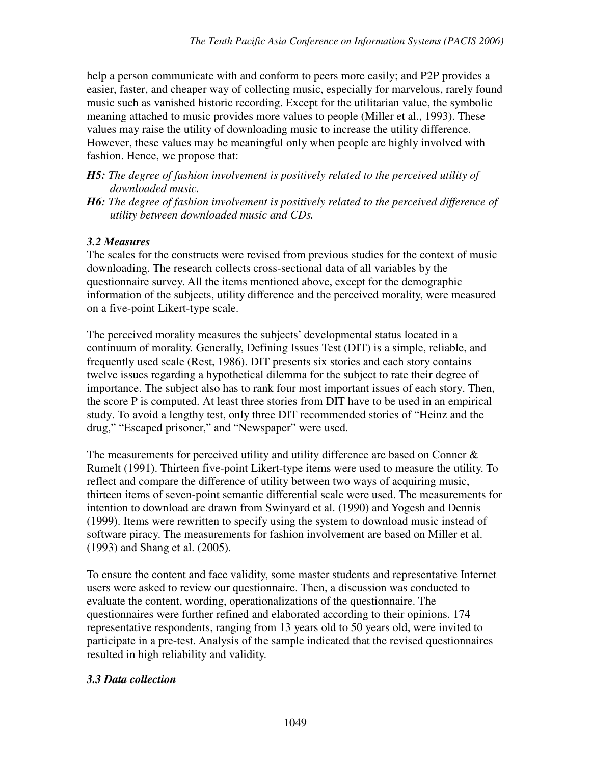help a person communicate with and conform to peers more easily; and P2P provides a easier, faster, and cheaper way of collecting music, especially for marvelous, rarely found music such as vanished historic recording. Except for the utilitarian value, the symbolic meaning attached to music provides more values to people (Miller et al., 1993). These values may raise the utility of downloading music to increase the utility difference. However, these values may be meaningful only when people are highly involved with fashion. Hence, we propose that:

***H5:*** *The degree of fashion involvement is positively related to the perceived utility of downloaded music.*

***H6:*** *The degree of fashion involvement is positively related to the perceived difference of utility between downloaded music and CDs.*

### *3.2 Measures*

The scales for the constructs were revised from previous studies for the context of music downloading. The research collects cross-sectional data of all variables by the questionnaire survey. All the items mentioned above, except for the demographic information of the subjects, utility difference and the perceived morality, were measured on a five-point Likert-type scale.

The perceived morality measures the subjects' developmental status located in a continuum of morality. Generally, Defining Issues Test (DIT) is a simple, reliable, and frequently used scale (Rest, 1986). DIT presents six stories and each story contains twelve issues regarding a hypothetical dilemma for the subject to rate their degree of importance. The subject also has to rank four most important issues of each story. Then, the score P is computed. At least three stories from DIT have to be used in an empirical study. To avoid a lengthy test, only three DIT recommended stories of "Heinz and the drug," "Escaped prisoner," and "Newspaper" were used.

The measurements for perceived utility and utility difference are based on Conner & Rumelt (1991). Thirteen five-point Likert-type items were used to measure the utility. To reflect and compare the difference of utility between two ways of acquiring music, thirteen items of seven-point semantic differential scale were used. The measurements for intention to download are drawn from Swinyard et al. (1990) and Yogesh and Dennis (1999). Items were rewritten to specify using the system to download music instead of software piracy. The measurements for fashion involvement are based on Miller et al. (1993) and Shang et al. (2005).

To ensure the content and face validity, some master students and representative Internet users were asked to review our questionnaire. Then, a discussion was conducted to evaluate the content, wording, operationalizations of the questionnaire. The questionnaires were further refined and elaborated according to their opinions. 174 representative respondents, ranging from 13 years old to 50 years old, were invited to participate in a pre-test. Analysis of the sample indicated that the revised questionnaires resulted in high reliability and validity.

### *3.3 Data collection*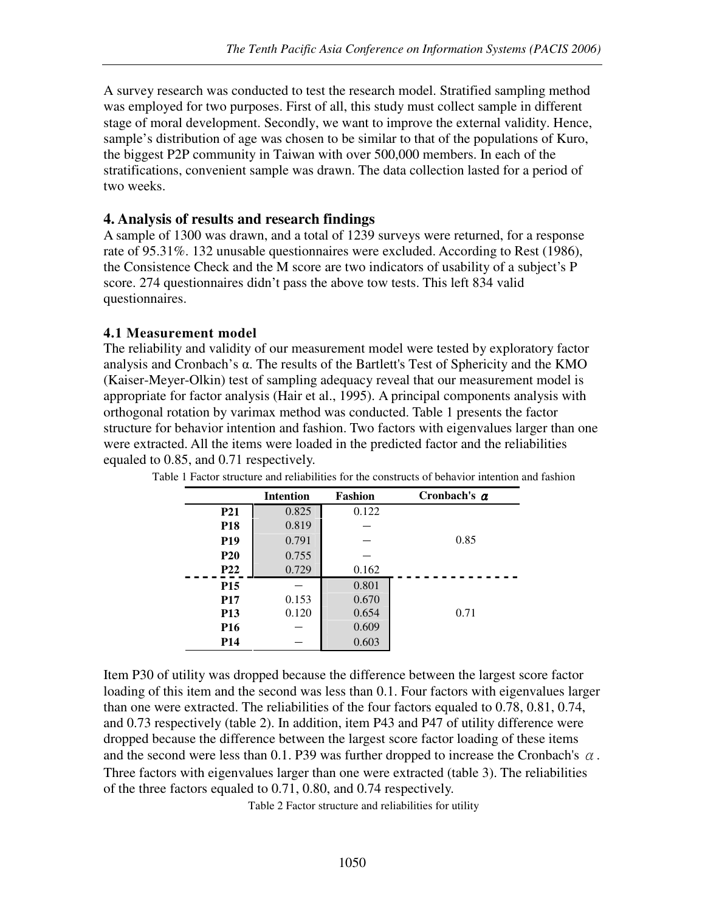A survey research was conducted to test the research model. Stratified sampling method was employed for two purposes. First of all, this study must collect sample in different stage of moral development. Secondly, we want to improve the external validity. Hence, sample's distribution of age was chosen to be similar to that of the populations of Kuro, the biggest P2P community in Taiwan with over 500,000 members. In each of the stratifications, convenient sample was drawn. The data collection lasted for a period of two weeks.

## 4. Analysis of results and research findings

A sample of 1300 was drawn, and a total of 1239 surveys were returned, for a response rate of 95.31%. 132 unusable questionnaires were excluded. According to Rest (1986), the Consistence Check and the M score are two indicators of usability of a subject's P score. 274 questionnaires didn't pass the above tow tests. This left 834 valid questionnaires.

### 4.1 Measurement model

The reliability and validity of our measurement model were tested by exploratory factor analysis and Cronbach's α. The results of the Bartlett's Test of Sphericity and the KMO (Kaiser-Meyer-Olkin) test of sampling adequacy reveal that our measurement model is appropriate for factor analysis (Hair et al., 1995). A principal components analysis with orthogonal rotation by varimax method was conducted. Table 1 presents the factor structure for behavior intention and fashion. Two factors with eigenvalues larger than one were extracted. All the items were loaded in the predicted factor and the reliabilities equaled to 0.85, and 0.71 respectively.

Table 1 Factor structure and reliabilities for the constructs of behavior intention and fashion

| | Intention | Fashion | Cronbach's α |
|---|---|---|---|
| **P21** | 0.825 | 0.122 | |
| **P18** | 0.819 | – | |
| **P19** | 0.791 | – | 0.85 |
| **P20** | 0.755 | – | |
| **P22** | 0.729 | 0.162 | |
| **P15** | – | 0.801 | |
| **P17** | 0.153 | 0.670 | |
| **P13** | 0.120 | 0.654 | 0.71 |
| **P16** | – | 0.609 | |
| **P14** | – | 0.603 | |

Item P30 of utility was dropped because the difference between the largest score factor loading of this item and the second was less than 0.1. Four factors with eigenvalues larger than one were extracted. The reliabilities of the four factors equaled to 0.78, 0.81, 0.74, and 0.73 respectively (table 2). In addition, item P43 and P47 of utility difference were dropped because the difference between the largest score factor loading of these items and the second were less than 0.1. P39 was further dropped to increase the Cronbach's $\alpha$. Three factors with eigenvalues larger than one were extracted (table 3). The reliabilities of the three factors equaled to 0.71, 0.80, and 0.74 respectively.

Table 2 Factor structure and reliabilities for utility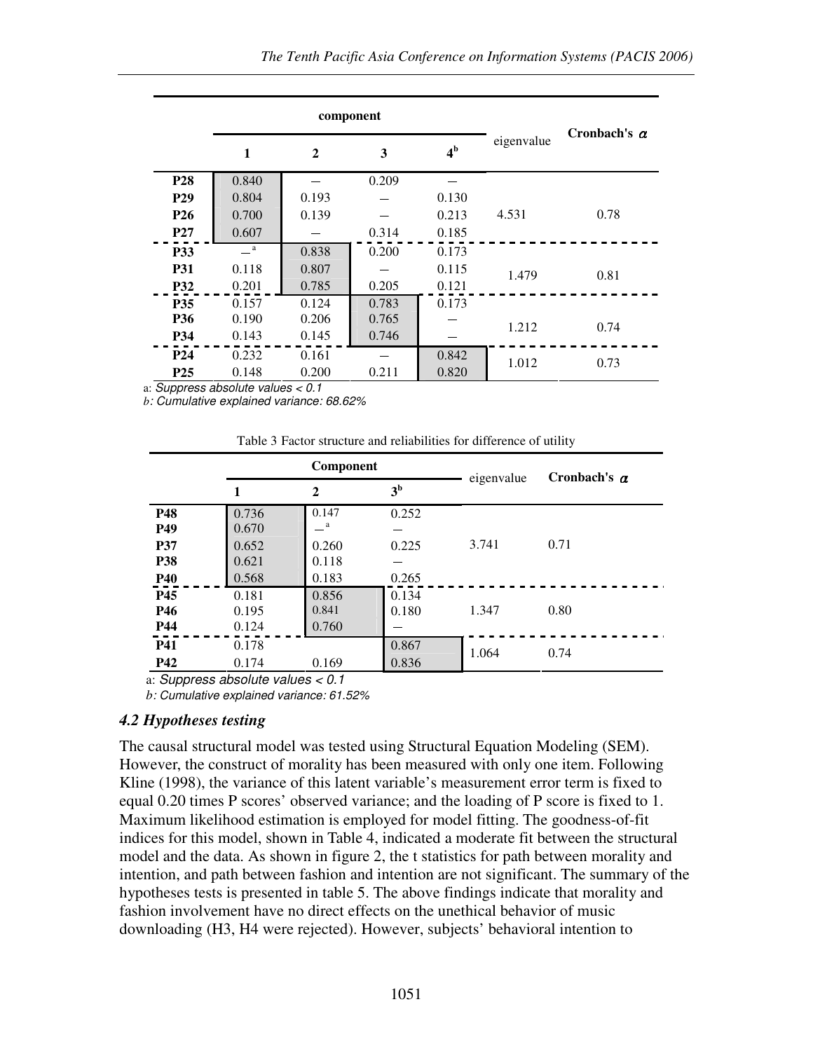| | component | | | | eigenvalue | Cronbach's $\alpha$ |
|---|---|---|---|---|---|---|
| | 1 | 2 | 3 | 4[b] | | |
| **P28** | 0.840 | — | 0.209 | — | 4.531 | 0.78 |
| **P29** | 0.804 | 0.193 | — | 0.130 | | |
| **P26** | 0.700 | 0.139 | — | 0.213 | | |
| **P27** | 0.607 | — | 0.314 | 0.185 | | |
| **P33** | —[a] | 0.838 | 0.200 | 0.173 | 1.479 | 0.81 |
| **P31** | 0.118 | 0.807 | — | 0.115 | | |
| **P32** | 0.201 | 0.785 | 0.205 | 0.121 | | |
| **P35** | 0.157 | 0.124 | 0.783 | 0.173 | 1.212 | 0.74 |
| **P36** | 0.190 | 0.206 | 0.765 | — | | |
| **P34** | 0.143 | 0.145 | 0.746 | — | | |
| **P24** | 0.232 | 0.161 | — | 0.842 | 1.012 | 0.73 |
| **P25** | 0.148 | 0.200 | 0.211 | 0.820 | | |

a: *Suppress absolute values < 0.1*

b: *Cumulative explained variance: 68.62%*

Table 3 Factor structure and reliabilities for difference of utility

| | Component | | | eigenvalue | Cronbach's $\alpha$ |
|---|---|---|---|---|---|
| | 1 | 2 | 3[b] | | |
| **P48** | 0.736 | 0.147 | 0.252 | 3.741 | 0.71 |
| **P49** | 0.670 | —[a] | — | | |
| **P37** | 0.652 | 0.260 | 0.225 | | |
| **P38** | 0.621 | 0.118 | — | | |
| **P40** | 0.568 | 0.183 | 0.265 | | |
| **P45** | 0.181 | 0.856 | 0.134 | 1.347 | 0.80 |
| **P46** | 0.195 | 0.841 | 0.180 | | |
| **P44** | 0.124 | 0.760 | — | | |
| **P41** | 0.178 | | 0.867 | 1.064 | 0.74 |
| **P42** | 0.174 | 0.169 | 0.836 | | |

a: *Suppress absolute values < 0.1*

b: *Cumulative explained variance: 61.52%*

### *4.2 Hypotheses testing*

The causal structural model was tested using Structural Equation Modeling (SEM). However, the construct of morality has been measured with only one item. Following Kline (1998), the variance of this latent variable's measurement error term is fixed to equal 0.20 times P scores' observed variance; and the loading of P score is fixed to 1. Maximum likelihood estimation is employed for model fitting. The goodness-of-fit indices for this model, shown in Table 4, indicated a moderate fit between the structural model and the data. As shown in figure 2, the t statistics for path between morality and intention, and path between fashion and intention are not significant. The summary of the hypotheses tests is presented in table 5. The above findings indicate that morality and fashion involvement have no direct effects on the unethical behavior of music downloading (H3, H4 were rejected). However, subjects' behavioral intention to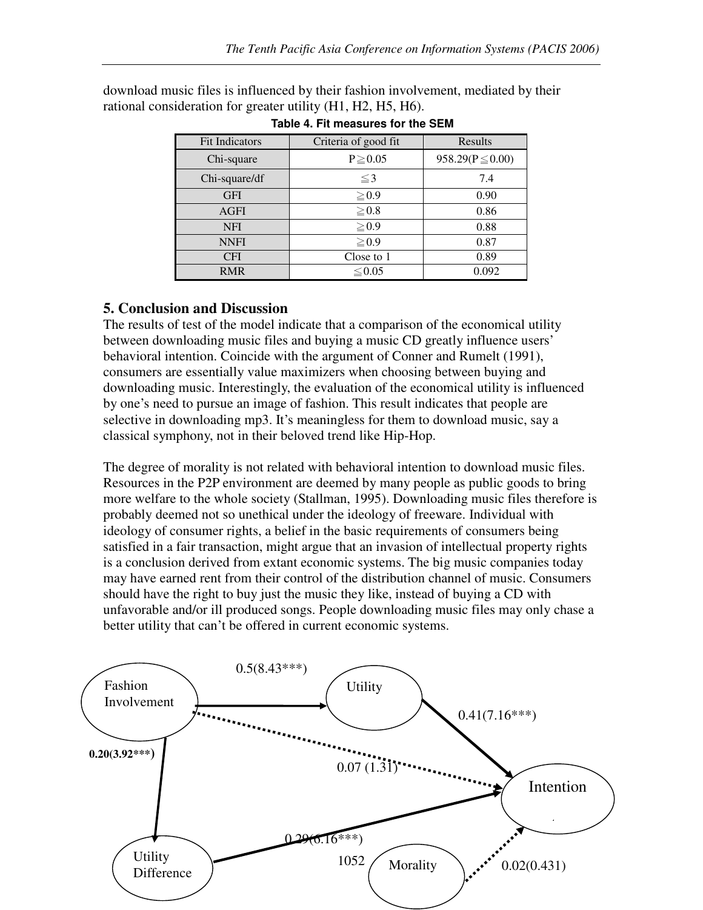download music files is influenced by their fashion involvement, mediated by their rational consideration for greater utility (H1, H2, H5, H6).

**Table 4. Fit measures for the SEM**

| Fit Indicators | Criteria of good fit | Results |
|---|---|---|
| Chi-square | P≧0.05 | 958.29(P≦0.00) |
| Chi-square/df | ≦3 | 7.4 |
| GFI | ≧0.9 | 0.90 |
| AGFI | ≧0.8 | 0.86 |
| NFI | ≧0.9 | 0.88 |
| NNFI | ≧0.9 | 0.87 |
| CFI | Close to 1 | 0.89 |
| RMR | ≦0.05 | 0.092 |

## 5. Conclusion and Discussion

The results of test of the model indicate that a comparison of the economical utility between downloading music files and buying a music CD greatly influence users' behavioral intention. Coincide with the argument of Conner and Rumelt (1991), consumers are essentially value maximizers when choosing between buying and downloading music. Interestingly, the evaluation of the economical utility is influenced by one's need to pursue an image of fashion. This result indicates that people are selective in downloading mp3. It's meaningless for them to download music, say a classical symphony, not in their beloved trend like Hip-Hop.

The degree of morality is not related with behavioral intention to download music files. Resources in the P2P environment are deemed by many people as public goods to bring more welfare to the whole society (Stallman, 1995). Downloading music files therefore is probably deemed not so unethical under the ideology of freeware. Individual with ideology of consumer rights, a belief in the basic requirements of consumers being satisfied in a fair transaction, might argue that an invasion of intellectual property rights is a conclusion derived from extant economic systems. The big music companies today may have earned rent from their control of the distribution channel of music. Consumers should have the right to buy just the music they like, instead of buying a CD with unfavorable and/or ill produced songs. People downloading music files may only chase a better utility that can't be offered in current economic systems.

Fashion Involvement → Utility: 0.5(8.43***)

Utility → Intention: 0.41(7.16***)

Fashion Involvement → Intention: 0.07 (1.31)

Fashion Involvement → Utility Difference: 0.20(3.92***)

Utility Difference → Intention: 0.29(6.16***)

Morality → Intention: 0.02(0.431)

1052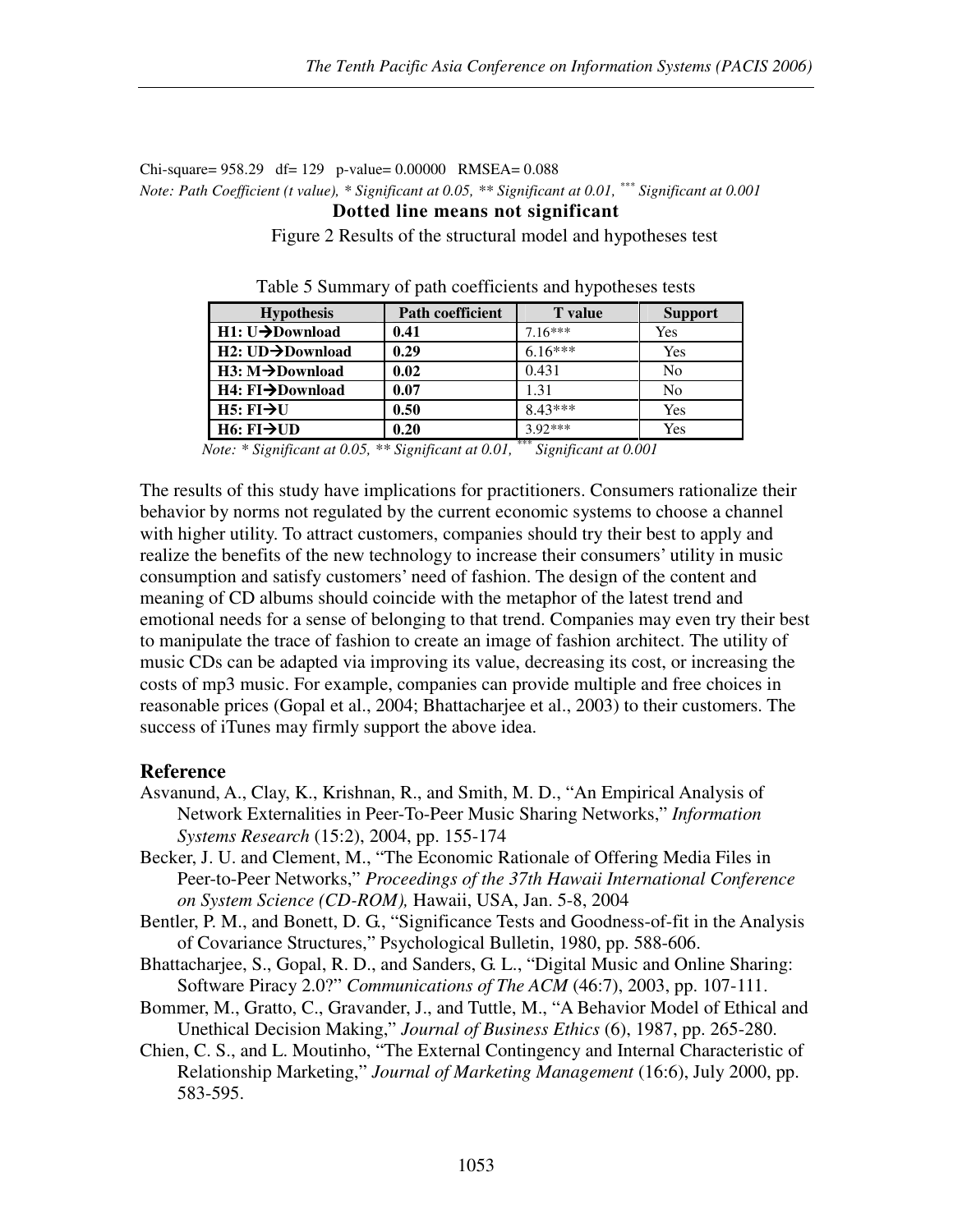Chi-square= 958.29 df= 129 p-value= 0.00000 RMSEA= 0.088

*Note: Path Coefficient (t value), * Significant at 0.05, ** Significant at 0.01, \*\*\* Significant at 0.001*

**Dotted line means not significant**

Figure 2 Results of the structural model and hypotheses test

Table 5 Summary of path coefficients and hypotheses tests

| Hypothesis | Path coefficient | T value | Support |
|---|---|---|---|
| **H1: U→Download** | **0.41** | 7.16*** | Yes |
| **H2: UD→Download** | **0.29** | 6.16*** | Yes |
| **H3: M→Download** | **0.02** | 0.431 | No |
| **H4: FI→Download** | **0.07** | 1.31 | No |
| **H5: FI→U** | **0.50** | 8.43*** | Yes |
| **H6: FI→UD** | **0.20** | 3.92*** | Yes |

*Note: * Significant at 0.05, ** Significant at 0.01, \*\*\* Significant at 0.001*

The results of this study have implications for practitioners. Consumers rationalize their behavior by norms not regulated by the current economic systems to choose a channel with higher utility. To attract customers, companies should try their best to apply and realize the benefits of the new technology to increase their consumers' utility in music consumption and satisfy customers' need of fashion. The design of the content and meaning of CD albums should coincide with the metaphor of the latest trend and emotional needs for a sense of belonging to that trend. Companies may even try their best to manipulate the trace of fashion to create an image of fashion architect. The utility of music CDs can be adapted via improving its value, decreasing its cost, or increasing the costs of mp3 music. For example, companies can provide multiple and free choices in reasonable prices (Gopal et al., 2004; Bhattacharjee et al., 2003) to their customers. The success of iTunes may firmly support the above idea.

## Reference

Asvanund, A., Clay, K., Krishnan, R., and Smith, M. D., "An Empirical Analysis of Network Externalities in Peer-To-Peer Music Sharing Networks," *Information Systems Research* (15:2), 2004, pp. 155-174

Becker, J. U. and Clement, M., "The Economic Rationale of Offering Media Files in Peer-to-Peer Networks," *Proceedings of the 37th Hawaii International Conference on System Science (CD-ROM),* Hawaii, USA, Jan. 5-8, 2004

Bentler, P. M., and Bonett, D. G., "Significance Tests and Goodness-of-fit in the Analysis of Covariance Structures," Psychological Bulletin, 1980, pp. 588-606.

Bhattacharjee, S., Gopal, R. D., and Sanders, G. L., "Digital Music and Online Sharing: Software Piracy 2.0?" *Communications of The ACM* (46:7), 2003, pp. 107-111.

Bommer, M., Gratto, C., Gravander, J., and Tuttle, M., "A Behavior Model of Ethical and Unethical Decision Making," *Journal of Business Ethics* (6), 1987, pp. 265-280.

Chien, C. S., and L. Moutinho, "The External Contingency and Internal Characteristic of Relationship Marketing," *Journal of Marketing Management* (16:6), July 2000, pp. 583-595.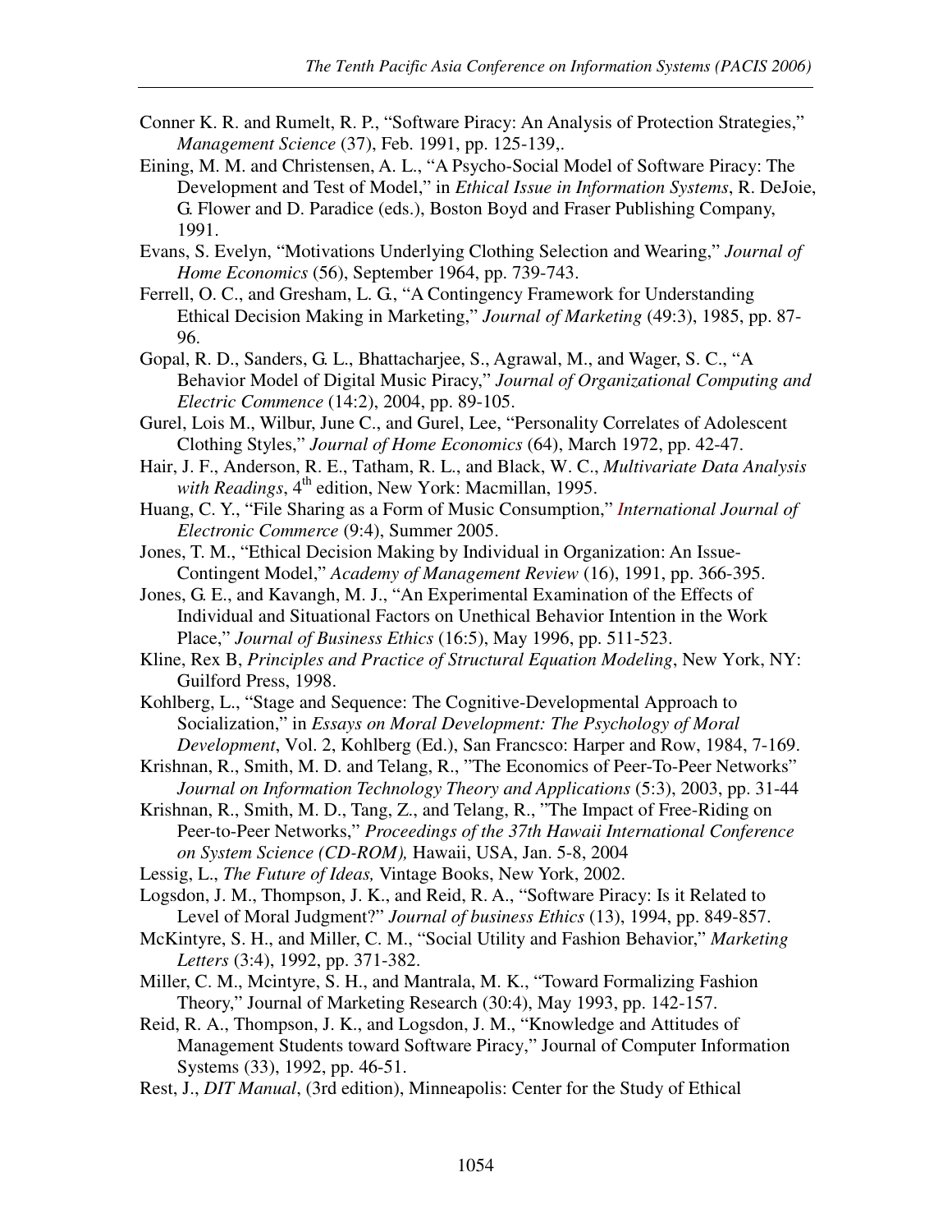Conner K. R. and Rumelt, R. P., "Software Piracy: An Analysis of Protection Strategies," *Management Science* (37), Feb. 1991, pp. 125-139,.

Eining, M. M. and Christensen, A. L., "A Psycho-Social Model of Software Piracy: The Development and Test of Model," in *Ethical Issue in Information Systems*, R. DeJoie, G. Flower and D. Paradice (eds.), Boston Boyd and Fraser Publishing Company, 1991.

Evans, S. Evelyn, "Motivations Underlying Clothing Selection and Wearing," *Journal of Home Economics* (56), September 1964, pp. 739-743.

Ferrell, O. C., and Gresham, L. G., "A Contingency Framework for Understanding Ethical Decision Making in Marketing," *Journal of Marketing* (49:3), 1985, pp. 87-96.

Gopal, R. D., Sanders, G. L., Bhattacharjee, S., Agrawal, M., and Wager, S. C., "A Behavior Model of Digital Music Piracy," *Journal of Organizational Computing and Electric Commence* (14:2), 2004, pp. 89-105.

Gurel, Lois M., Wilbur, June C., and Gurel, Lee, "Personality Correlates of Adolescent Clothing Styles," *Journal of Home Economics* (64), March 1972, pp. 42-47.

Hair, J. F., Anderson, R. E., Tatham, R. L., and Black, W. C., *Multivariate Data Analysis with Readings*, 4th edition, New York: Macmillan, 1995.

Huang, C. Y., "File Sharing as a Form of Music Consumption," *International Journal of Electronic Commerce* (9:4), Summer 2005.

Jones, T. M., "Ethical Decision Making by Individual in Organization: An Issue-Contingent Model," *Academy of Management Review* (16), 1991, pp. 366-395.

Jones, G. E., and Kavangh, M. J., "An Experimental Examination of the Effects of Individual and Situational Factors on Unethical Behavior Intention in the Work Place," *Journal of Business Ethics* (16:5), May 1996, pp. 511-523.

Kline, Rex B, *Principles and Practice of Structural Equation Modeling*, New York, NY: Guilford Press, 1998.

Kohlberg, L., "Stage and Sequence: The Cognitive-Developmental Approach to Socialization," in *Essays on Moral Development: The Psychology of Moral Development*, Vol. 2, Kohlberg (Ed.), San Francsco: Harper and Row, 1984, 7-169.

Krishnan, R., Smith, M. D. and Telang, R., "The Economics of Peer-To-Peer Networks" *Journal on Information Technology Theory and Applications* (5:3), 2003, pp. 31-44

Krishnan, R., Smith, M. D., Tang, Z., and Telang, R., "The Impact of Free-Riding on Peer-to-Peer Networks," *Proceedings of the 37th Hawaii International Conference on System Science (CD-ROM),* Hawaii, USA, Jan. 5-8, 2004

Lessig, L., *The Future of Ideas,* Vintage Books, New York, 2002.

Logsdon, J. M., Thompson, J. K., and Reid, R. A., "Software Piracy: Is it Related to Level of Moral Judgment?" *Journal of business Ethics* (13), 1994, pp. 849-857.

McKintyre, S. H., and Miller, C. M., "Social Utility and Fashion Behavior," *Marketing Letters* (3:4), 1992, pp. 371-382.

Miller, C. M., Mcintyre, S. H., and Mantrala, M. K., "Toward Formalizing Fashion Theory," Journal of Marketing Research (30:4), May 1993, pp. 142-157.

Reid, R. A., Thompson, J. K., and Logsdon, J. M., "Knowledge and Attitudes of Management Students toward Software Piracy," Journal of Computer Information Systems (33), 1992, pp. 46-51.

Rest, J., *DIT Manual*, (3rd edition), Minneapolis: Center for the Study of Ethical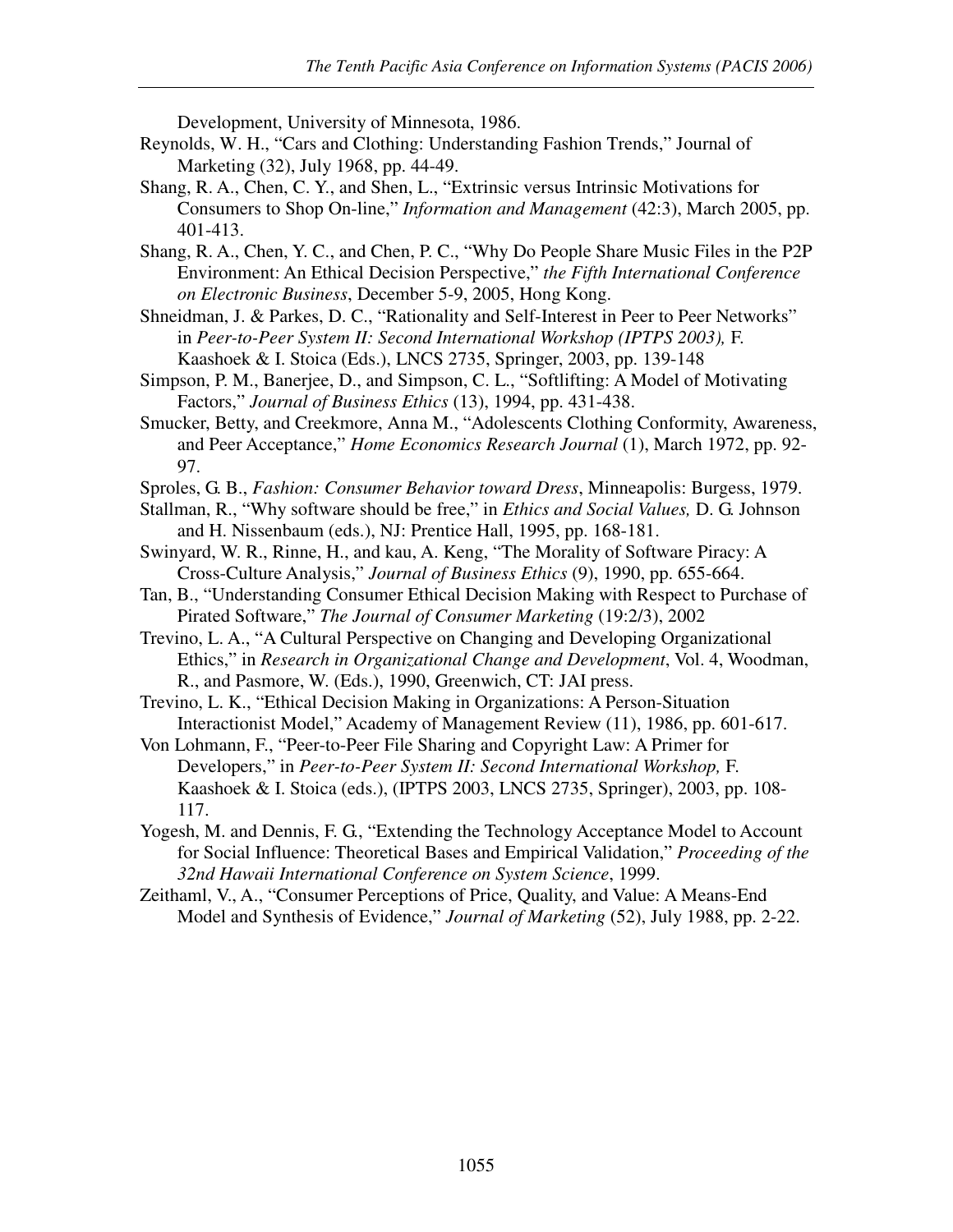Development, University of Minnesota, 1986.

Reynolds, W. H., "Cars and Clothing: Understanding Fashion Trends," Journal of Marketing (32), July 1968, pp. 44-49.

Shang, R. A., Chen, C. Y., and Shen, L., "Extrinsic versus Intrinsic Motivations for Consumers to Shop On-line," *Information and Management* (42:3), March 2005, pp. 401-413.

Shang, R. A., Chen, Y. C., and Chen, P. C., "Why Do People Share Music Files in the P2P Environment: An Ethical Decision Perspective," *the Fifth International Conference on Electronic Business*, December 5-9, 2005, Hong Kong.

Shneidman, J. & Parkes, D. C., "Rationality and Self-Interest in Peer to Peer Networks" in *Peer-to-Peer System II: Second International Workshop (IPTPS 2003),* F. Kaashoek & I. Stoica (Eds.), LNCS 2735, Springer, 2003, pp. 139-148

Simpson, P. M., Banerjee, D., and Simpson, C. L., "Softlifting: A Model of Motivating Factors," *Journal of Business Ethics* (13), 1994, pp. 431-438.

Smucker, Betty, and Creekmore, Anna M., "Adolescents Clothing Conformity, Awareness, and Peer Acceptance," *Home Economics Research Journal* (1), March 1972, pp. 92-97.

Sproles, G. B., *Fashion: Consumer Behavior toward Dress*, Minneapolis: Burgess, 1979.

Stallman, R., "Why software should be free," in *Ethics and Social Values,* D. G. Johnson and H. Nissenbaum (eds.), NJ: Prentice Hall, 1995, pp. 168-181.

Swinyard, W. R., Rinne, H., and kau, A. Keng, "The Morality of Software Piracy: A Cross-Culture Analysis," *Journal of Business Ethics* (9), 1990, pp. 655-664.

Tan, B., "Understanding Consumer Ethical Decision Making with Respect to Purchase of Pirated Software," *The Journal of Consumer Marketing* (19:2/3), 2002

Trevino, L. A., "A Cultural Perspective on Changing and Developing Organizational Ethics," in *Research in Organizational Change and Development*, Vol. 4, Woodman, R., and Pasmore, W. (Eds.), 1990, Greenwich, CT: JAI press.

Trevino, L. K., "Ethical Decision Making in Organizations: A Person-Situation Interactionist Model," Academy of Management Review (11), 1986, pp. 601-617.

Von Lohmann, F., "Peer-to-Peer File Sharing and Copyright Law: A Primer for Developers," in *Peer-to-Peer System II: Second International Workshop,* F. Kaashoek & I. Stoica (eds.), (IPTPS 2003, LNCS 2735, Springer), 2003, pp. 108-117.

Yogesh, M. and Dennis, F. G., "Extending the Technology Acceptance Model to Account for Social Influence: Theoretical Bases and Empirical Validation," *Proceeding of the 32nd Hawaii International Conference on System Science*, 1999.

Zeithaml, V., A., "Consumer Perceptions of Price, Quality, and Value: A Means-End Model and Synthesis of Evidence," *Journal of Marketing* (52), July 1988, pp. 2-22.